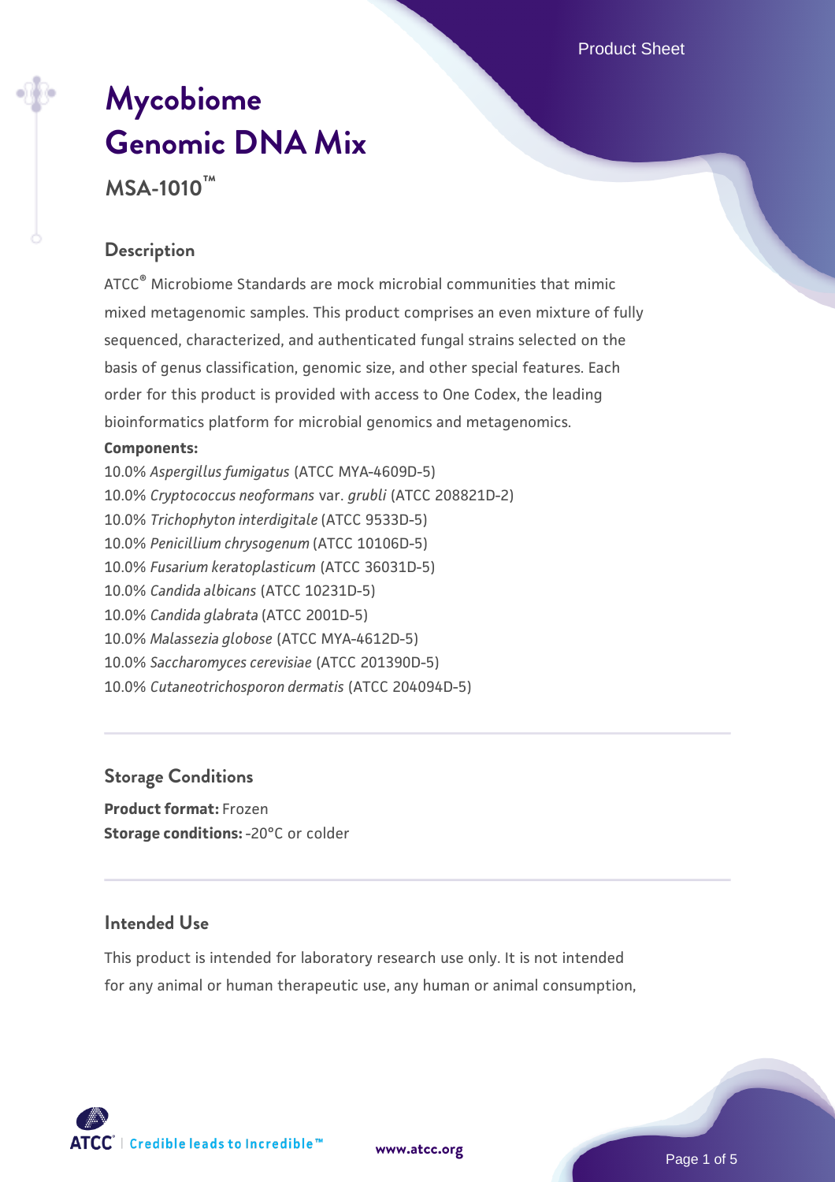# Mycobiome Genomic DNA Mix

**MSA-1010™**

## Description

ATCC® Microbiome Standards are mock microbial communities that mimic mixed metagenomic samples. This product comprises an even mixture of fully sequenced, characterized, and authenticated fungal strains selected on the basis of genus classification, genomic size, and other special features. Each order for this product is provided with access to One Codex, the leading bioinformatics platform for microbial genomics and metagenomics.

**Components:**

10.0% *Aspergillus fumigatus* (ATCC MYA-4609D-5)
10.0% *Cryptococcus neoformans* var. *grubli* (ATCC 208821D-2)
10.0% *Trichophyton interdigitale* (ATCC 9533D-5)
10.0% *Penicillium chrysogenum* (ATCC 10106D-5)
10.0% *Fusarium keratoplasticum* (ATCC 36031D-5)
10.0% *Candida albicans* (ATCC 10231D-5)
10.0% *Candida glabrata* (ATCC 2001D-5)
10.0% *Malassezia globose* (ATCC MYA-4612D-5)
10.0% *Saccharomyces cerevisiae* (ATCC 201390D-5)
10.0% *Cutaneotrichosporon dermatis* (ATCC 204094D-5)

## Storage Conditions

**Product format:** Frozen
**Storage conditions:** -20°C or colder

## Intended Use

This product is intended for laboratory research use only. It is not intended for any animal or human therapeutic use, any human or animal consumption,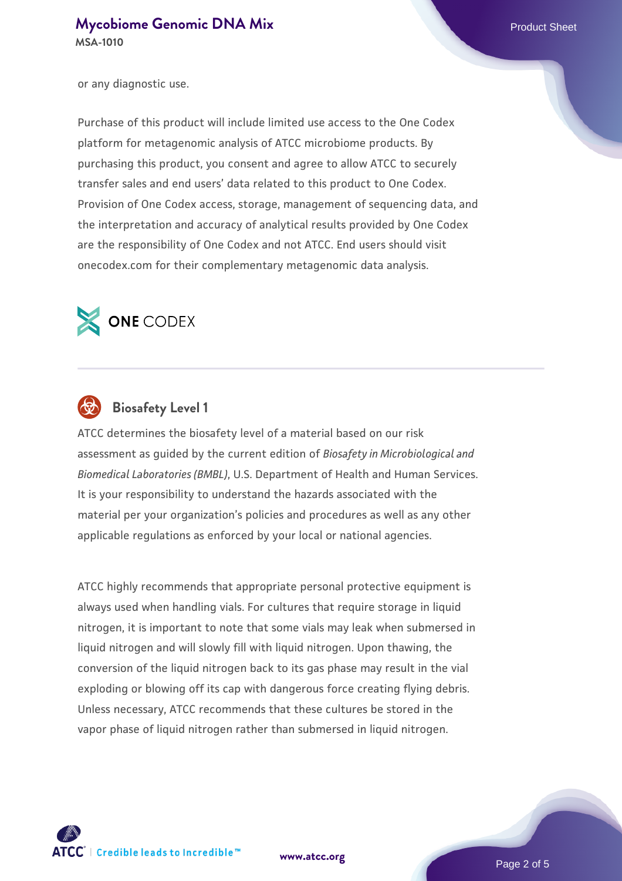or any diagnostic use.

Purchase of this product will include limited use access to the One Codex platform for metagenomic analysis of ATCC microbiome products. By purchasing this product, you consent and agree to allow ATCC to securely transfer sales and end users' data related to this product to One Codex. Provision of One Codex access, storage, management of sequencing data, and the interpretation and accuracy of analytical results provided by One Codex are the responsibility of One Codex and not ATCC. End users should visit onecodex.com for their complementary metagenomic data analysis.

ONE CODEX

## Biosafety Level 1

ATCC determines the biosafety level of a material based on our risk assessment as guided by the current edition of *Biosafety in Microbiological and Biomedical Laboratories (BMBL)*, U.S. Department of Health and Human Services. It is your responsibility to understand the hazards associated with the material per your organization's policies and procedures as well as any other applicable regulations as enforced by your local or national agencies.

ATCC highly recommends that appropriate personal protective equipment is always used when handling vials. For cultures that require storage in liquid nitrogen, it is important to note that some vials may leak when submersed in liquid nitrogen and will slowly fill with liquid nitrogen. Upon thawing, the conversion of the liquid nitrogen back to its gas phase may result in the vial exploding or blowing off its cap with dangerous force creating flying debris. Unless necessary, ATCC recommends that these cultures be stored in the vapor phase of liquid nitrogen rather than submersed in liquid nitrogen.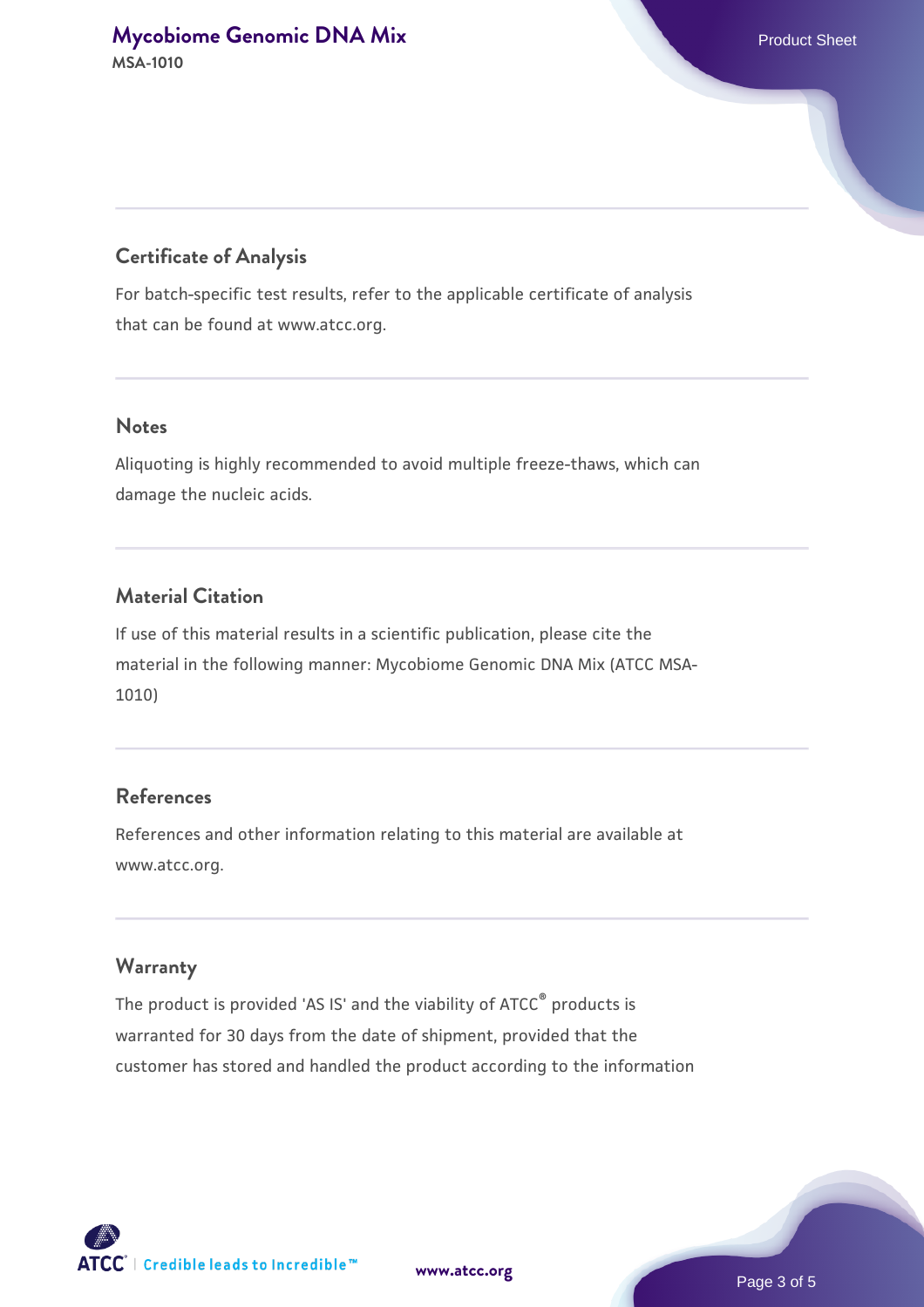## Certificate of Analysis

For batch-specific test results, refer to the applicable certificate of analysis that can be found at www.atcc.org.

## Notes

Aliquoting is highly recommended to avoid multiple freeze-thaws, which can damage the nucleic acids.

## Material Citation

If use of this material results in a scientific publication, please cite the material in the following manner: Mycobiome Genomic DNA Mix (ATCC MSA-1010)

## References

References and other information relating to this material are available at www.atcc.org.

## Warranty

The product is provided 'AS IS' and the viability of ATCC® products is warranted for 30 days from the date of shipment, provided that the customer has stored and handled the product according to the information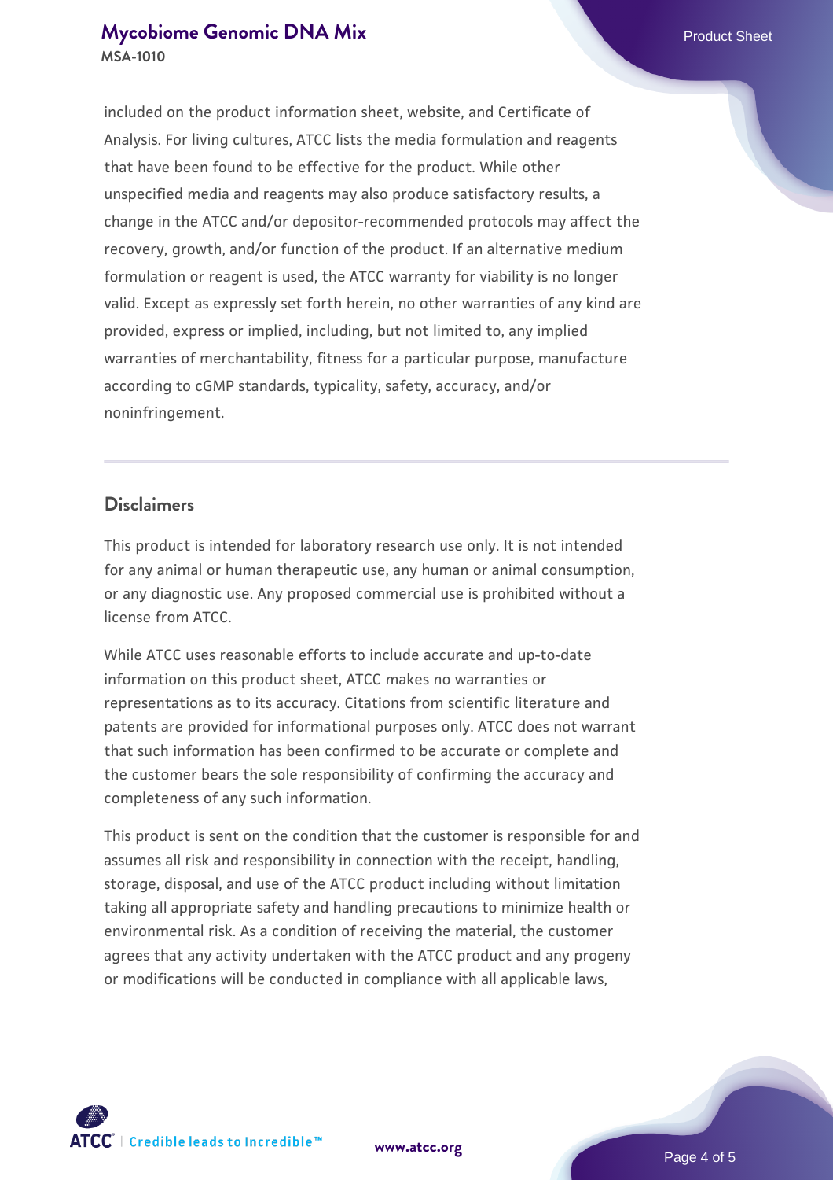included on the product information sheet, website, and Certificate of Analysis. For living cultures, ATCC lists the media formulation and reagents that have been found to be effective for the product. While other unspecified media and reagents may also produce satisfactory results, a change in the ATCC and/or depositor-recommended protocols may affect the recovery, growth, and/or function of the product. If an alternative medium formulation or reagent is used, the ATCC warranty for viability is no longer valid. Except as expressly set forth herein, no other warranties of any kind are provided, express or implied, including, but not limited to, any implied warranties of merchantability, fitness for a particular purpose, manufacture according to cGMP standards, typicality, safety, accuracy, and/or noninfringement.

## Disclaimers

This product is intended for laboratory research use only. It is not intended for any animal or human therapeutic use, any human or animal consumption, or any diagnostic use. Any proposed commercial use is prohibited without a license from ATCC.

While ATCC uses reasonable efforts to include accurate and up-to-date information on this product sheet, ATCC makes no warranties or representations as to its accuracy. Citations from scientific literature and patents are provided for informational purposes only. ATCC does not warrant that such information has been confirmed to be accurate or complete and the customer bears the sole responsibility of confirming the accuracy and completeness of any such information.

This product is sent on the condition that the customer is responsible for and assumes all risk and responsibility in connection with the receipt, handling, storage, disposal, and use of the ATCC product including without limitation taking all appropriate safety and handling precautions to minimize health or environmental risk. As a condition of receiving the material, the customer agrees that any activity undertaken with the ATCC product and any progeny or modifications will be conducted in compliance with all applicable laws,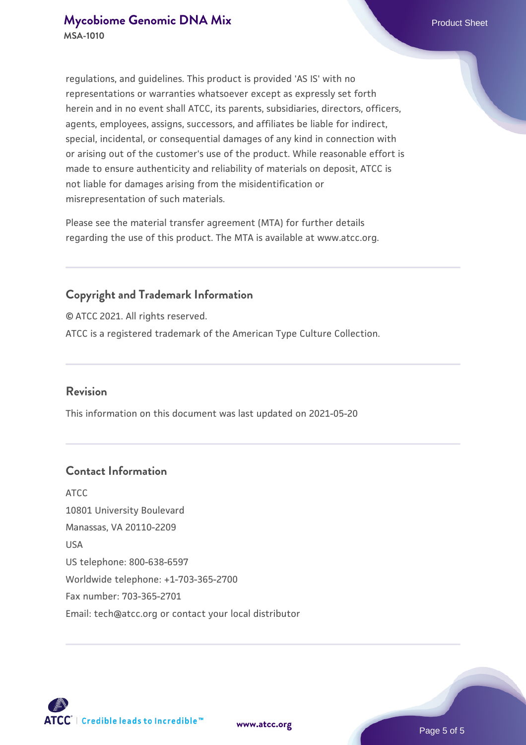regulations, and guidelines. This product is provided 'AS IS' with no representations or warranties whatsoever except as expressly set forth herein and in no event shall ATCC, its parents, subsidiaries, directors, officers, agents, employees, assigns, successors, and affiliates be liable for indirect, special, incidental, or consequential damages of any kind in connection with or arising out of the customer's use of the product. While reasonable effort is made to ensure authenticity and reliability of materials on deposit, ATCC is not liable for damages arising from the misidentification or misrepresentation of such materials.

Please see the material transfer agreement (MTA) for further details regarding the use of this product. The MTA is available at www.atcc.org.

## Copyright and Trademark Information

© ATCC 2021. All rights reserved.

ATCC is a registered trademark of the American Type Culture Collection.

## Revision

This information on this document was last updated on 2021-05-20

## Contact Information

ATCC
10801 University Boulevard
Manassas, VA 20110-2209
USA
US telephone: 800-638-6597
Worldwide telephone: +1-703-365-2700
Fax number: 703-365-2701
Email: tech@atcc.org or contact your local distributor